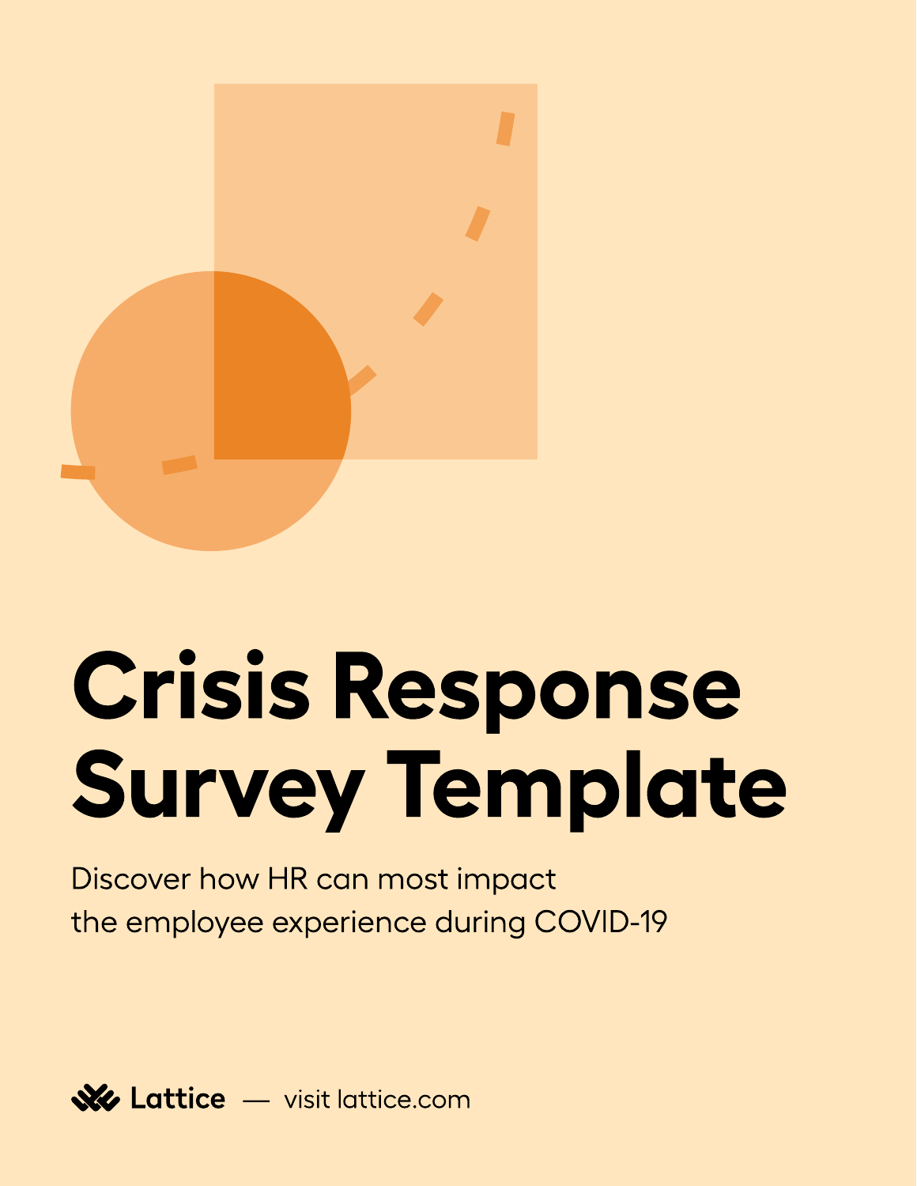# Crisis Response Survey Template

Discover how HR can most impact the employee experience during COVID-19

Lattice — visit lattice.com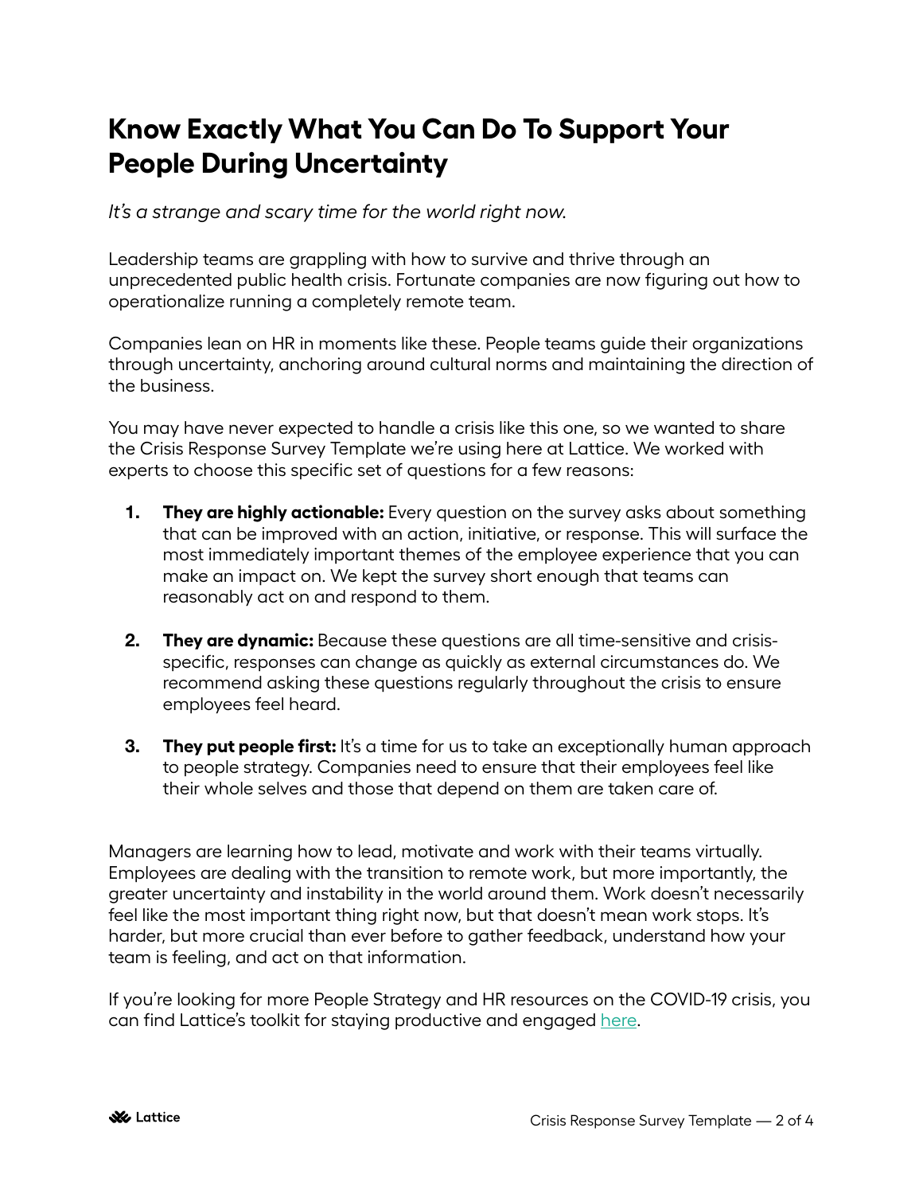# Know Exactly What You Can Do To Support Your People During Uncertainty

*It's a strange and scary time for the world right now.*

Leadership teams are grappling with how to survive and thrive through an unprecedented public health crisis. Fortunate companies are now figuring out how to operationalize running a completely remote team.

Companies lean on HR in moments like these. People teams guide their organizations through uncertainty, anchoring around cultural norms and maintaining the direction of the business.

You may have never expected to handle a crisis like this one, so we wanted to share the Crisis Response Survey Template we're using here at Lattice. We worked with experts to choose this specific set of questions for a few reasons:

1. **They are highly actionable:** Every question on the survey asks about something that can be improved with an action, initiative, or response. This will surface the most immediately important themes of the employee experience that you can make an impact on. We kept the survey short enough that teams can reasonably act on and respond to them.

2. **They are dynamic:** Because these questions are all time-sensitive and crisis-specific, responses can change as quickly as external circumstances do. We recommend asking these questions regularly throughout the crisis to ensure employees feel heard.

3. **They put people first:** It's a time for us to take an exceptionally human approach to people strategy. Companies need to ensure that their employees feel like their whole selves and those that depend on them are taken care of.

Managers are learning how to lead, motivate and work with their teams virtually. Employees are dealing with the transition to remote work, but more importantly, the greater uncertainty and instability in the world around them. Work doesn't necessarily feel like the most important thing right now, but that doesn't mean work stops. It's harder, but more crucial than ever before to gather feedback, understand how your team is feeling, and act on that information.

If you're looking for more People Strategy and HR resources on the COVID-19 crisis, you can find Lattice's toolkit for staying productive and engaged here.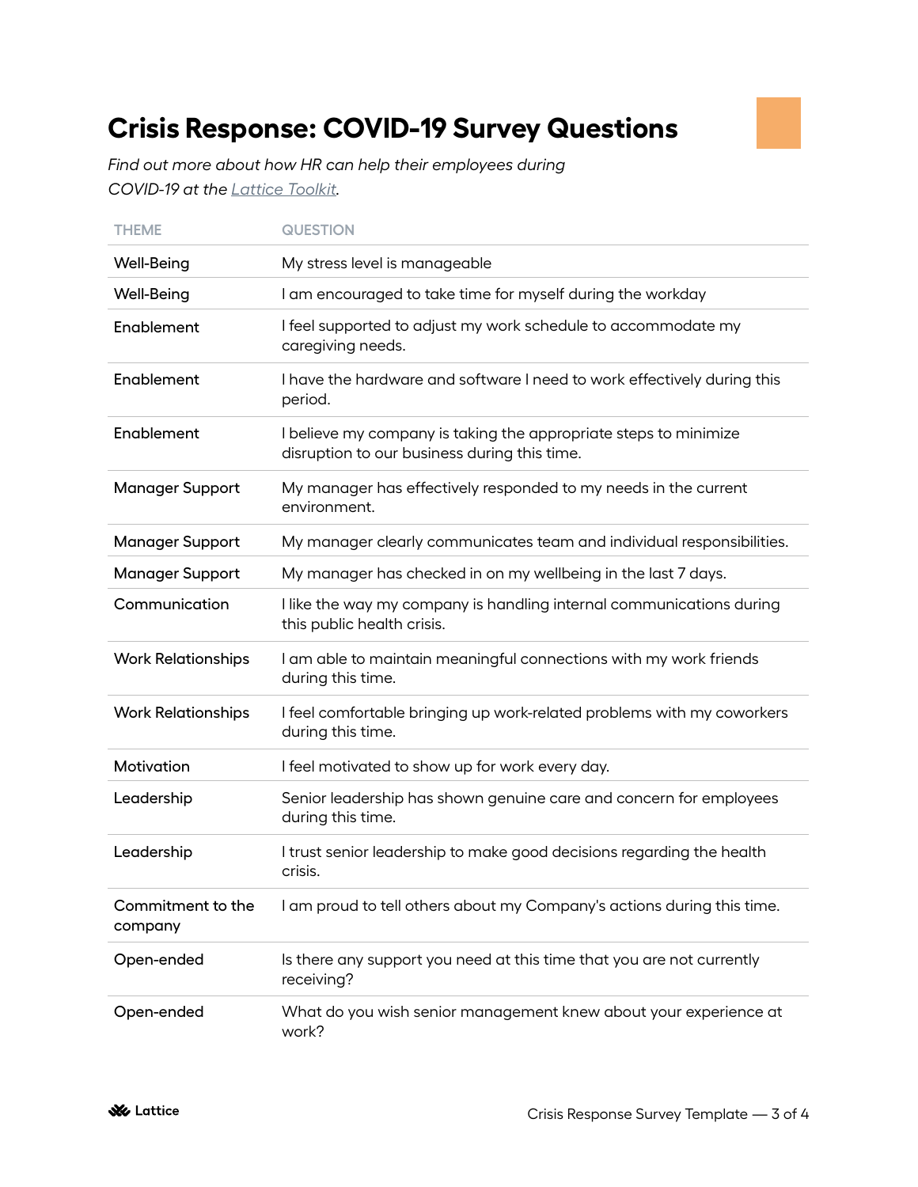# Crisis Response: COVID-19 Survey Questions

*Find out more about how HR can help their employees during COVID-19 at the Lattice Toolkit.*

| THEME | QUESTION |
|---|---|
| Well-Being | My stress level is manageable |
| Well-Being | I am encouraged to take time for myself during the workday |
| Enablement | I feel supported to adjust my work schedule to accommodate my caregiving needs. |
| Enablement | I have the hardware and software I need to work effectively during this period. |
| Enablement | I believe my company is taking the appropriate steps to minimize disruption to our business during this time. |
| Manager Support | My manager has effectively responded to my needs in the current environment. |
| Manager Support | My manager clearly communicates team and individual responsibilities. |
| Manager Support | My manager has checked in on my wellbeing in the last 7 days. |
| Communication | I like the way my company is handling internal communications during this public health crisis. |
| Work Relationships | I am able to maintain meaningful connections with my work friends during this time. |
| Work Relationships | I feel comfortable bringing up work-related problems with my coworkers during this time. |
| Motivation | I feel motivated to show up for work every day. |
| Leadership | Senior leadership has shown genuine care and concern for employees during this time. |
| Leadership | I trust senior leadership to make good decisions regarding the health crisis. |
| Commitment to the company | I am proud to tell others about my Company's actions during this time. |
| Open-ended | Is there any support you need at this time that you are not currently receiving? |
| Open-ended | What do you wish senior management knew about your experience at work? |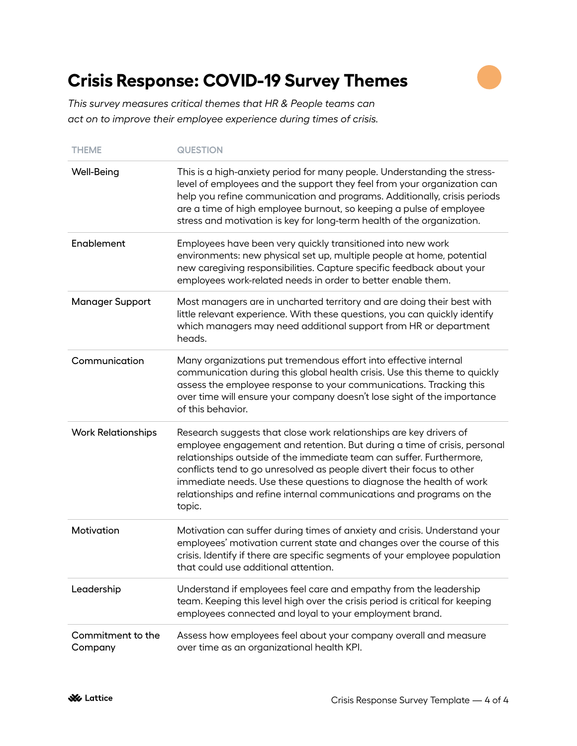# Crisis Response: COVID-19 Survey Themes

*This survey measures critical themes that HR & People teams can act on to improve their employee experience during times of crisis.*

| THEME | QUESTION |
| --- | --- |
| Well-Being | This is a high-anxiety period for many people. Understanding the stress-level of employees and the support they feel from your organization can help you refine communication and programs. Additionally, crisis periods are a time of high employee burnout, so keeping a pulse of employee stress and motivation is key for long-term health of the organization. |
| Enablement | Employees have been very quickly transitioned into new work environments: new physical set up, multiple people at home, potential new caregiving responsibilities. Capture specific feedback about your employees work-related needs in order to better enable them. |
| Manager Support | Most managers are in uncharted territory and are doing their best with little relevant experience. With these questions, you can quickly identify which managers may need additional support from HR or department heads. |
| Communication | Many organizations put tremendous effort into effective internal communication during this global health crisis. Use this theme to quickly assess the employee response to your communications. Tracking this over time will ensure your company doesn't lose sight of the importance of this behavior. |
| Work Relationships | Research suggests that close work relationships are key drivers of employee engagement and retention. But during a time of crisis, personal relationships outside of the immediate team can suffer. Furthermore, conflicts tend to go unresolved as people divert their focus to other immediate needs. Use these questions to diagnose the health of work relationships and refine internal communications and programs on the topic. |
| Motivation | Motivation can suffer during times of anxiety and crisis. Understand your employees' motivation current state and changes over the course of this crisis. Identify if there are specific segments of your employee population that could use additional attention. |
| Leadership | Understand if employees feel care and empathy from the leadership team. Keeping this level high over the crisis period is critical for keeping employees connected and loyal to your employment brand. |
| Commitment to the Company | Assess how employees feel about your company overall and measure over time as an organizational health KPI. |